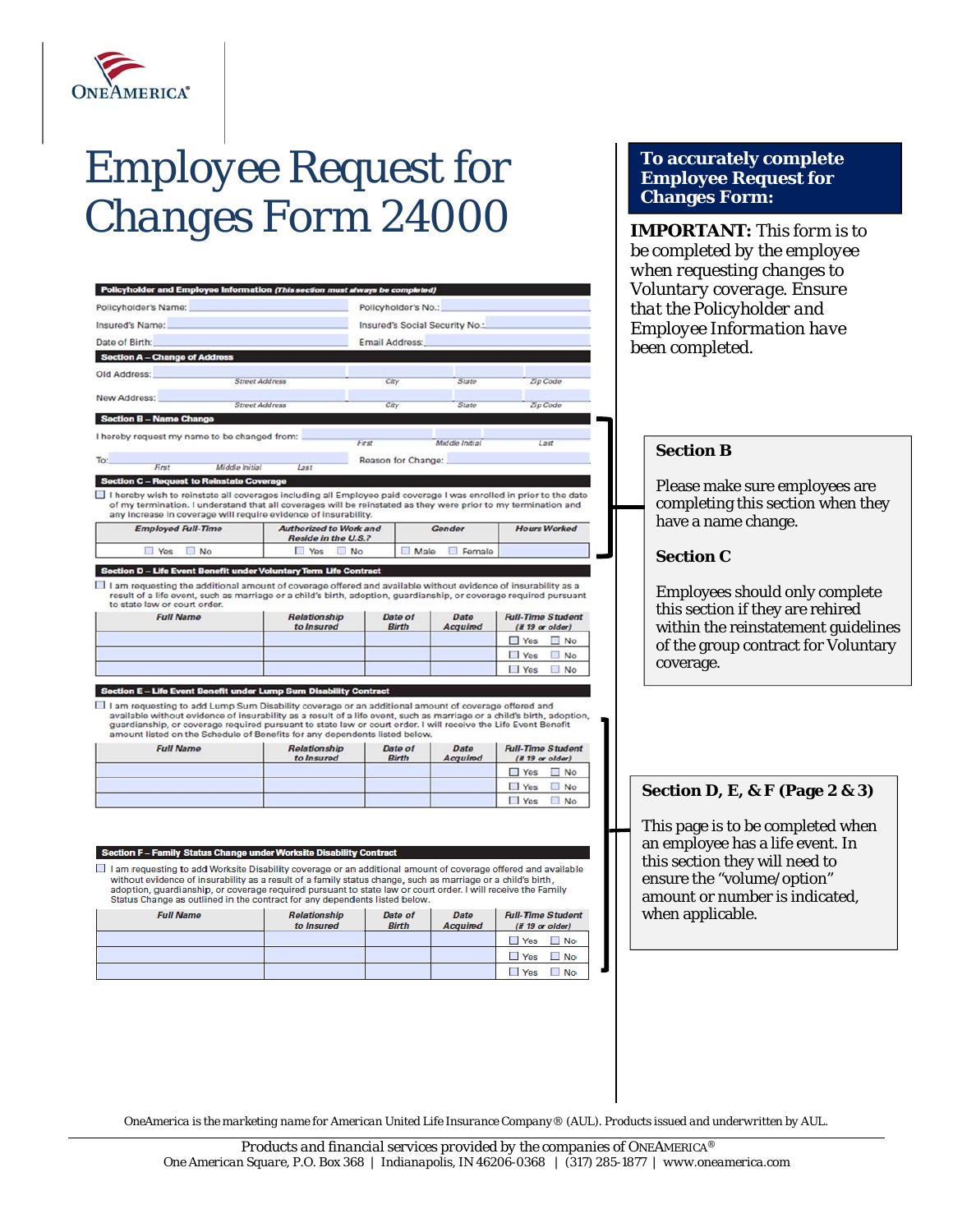ONEAMERICA®

# Employee Request for Changes Form 24000

**Policyholder and Employee Information** *(This section must always be completed)*

Policyholder's Name: ______ Policyholder's No.: ______

Insured's Name: ______ Insured's Social Security No.: ______

Date of Birth: ______ Email Address: ______

**Section A – Change of Address**

Old Address: ______ (Street Address) ______ (City) ______ (State) ______ (Zip Code)

New Address: ______ (Street Address) ______ (City) ______ (State) ______ (Zip Code)

**Section B – Name Change**

I hereby request my name to be changed from: ______ (First) ______ (Middle Initial) ______ (Last)

To: ______ (First) ______ (Middle Initial) ______ (Last) Reason for Change: ______

**Section C – Request to Reinstate Coverage**

☐ I hereby wish to reinstate all coverages including all Employee paid coverage I was enrolled in prior to the date of my termination. I understand that all coverages will be reinstated as they were prior to my termination and any increase in coverage will require evidence of insurability.

| Employed Full-Time | Authorized to Work and Reside in the U.S.? | Gender | Hours Worked |
|---|---|---|---|
| ☐ Yes ☐ No | ☐ Yes ☐ No | ☐ Male ☐ Female | |

**Section D – Life Event Benefit under Voluntary Term Life Contract**

☐ I am requesting the additional amount of coverage offered and available without evidence of insurability as a result of a life event, such as marriage or a child's birth, adoption, guardianship, or coverage required pursuant to state law or court order.

| Full Name | Relationship to Insured | Date of Birth | Date Acquired | Full-Time Student (if 19 or older) |
|---|---|---|---|---|
| | | | | ☐ Yes ☐ No |
| | | | | ☐ Yes ☐ No |
| | | | | ☐ Yes ☐ No |

**Section E – Life Event Benefit under Lump Sum Disability Contract**

☐ I am requesting to add Lump Sum Disability coverage or an additional amount of coverage offered and available without evidence of insurability as a result of a life event, such as marriage or a child's birth, adoption, guardianship, or coverage required pursuant to state law or court order. I will receive the Life Event Benefit amount listed on the Schedule of Benefits for any dependents listed below.

| Full Name | Relationship to Insured | Date of Birth | Date Acquired | Full-Time Student (if 19 or older) |
|---|---|---|---|---|
| | | | | ☐ Yes ☐ No |
| | | | | ☐ Yes ☐ No |
| | | | | ☐ Yes ☐ No |

**Section F – Family Status Change under Worksite Disability Contract**

☐ I am requesting to add Worksite Disability coverage or an additional amount of coverage offered and available without evidence of insurability as a result of a family status change, such as marriage or a child's birth, adoption, guardianship, or coverage required pursuant to state law or court order. I will receive the Family Status Change as outlined in the contract for any dependents listed below.

| Full Name | Relationship to Insured | Date of Birth | Date Acquired | Full-Time Student (if 19 or older) |
|---|---|---|---|---|
| | | | | ☐ Yes ☐ No |
| | | | | ☐ Yes ☐ No |
| | | | | ☐ Yes ☐ No |

## To accurately complete Employee Request for Changes Form:

**IMPORTANT:** This form is to be completed by the employee when requesting changes to Voluntary coverage. Ensure that the Policyholder and Employee Information have been completed.

### Section B

Please make sure employees are completing this section when they have a name change.

### Section C

Employees should only complete this section if they are rehired within the reinstatement guidelines of the group contract for Voluntary coverage.

### Section D, E, & F (Page 2 & 3)

This page is to be completed when an employee has a life event. In this section they will need to ensure the "volume/option" amount or number is indicated, when applicable.

*OneAmerica is the marketing name for American United Life Insurance Company® (AUL). Products issued and underwritten by AUL.*

Products and financial services provided by the companies of ONEAMERICA®
One American Square, P.O. Box 368 | Indianapolis, IN 46206-0368 | (317) 285-1877 | www.oneamerica.com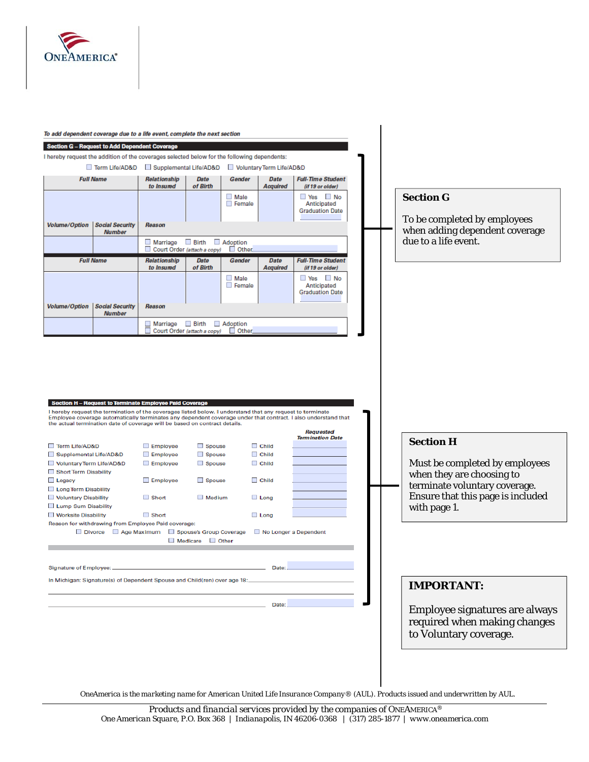ONEAMERICA®

*To add dependent coverage due to a life event, complete the next section*

**Section G – Request to Add Dependent Coverage**

I hereby request the addition of the coverages selected below for the following dependents:

☐ Term Life/AD&D ☐ Supplemental Life/AD&D ☐ Voluntary Term Life/AD&D

| Full Name | | Relationship to Insured | Date of Birth | Gender | Date Acquired | Full-Time Student (if 19 or older) |
|---|---|---|---|---|---|---|
| | | | | ☐ Male ☐ Female | | ☐ Yes ☐ No Anticipated Graduation Date |
| Volume/Option | Social Security Number | Reason | | | | |
| | | ☐ Marriage ☐ Birth ☐ Adoption ☐ Court Order (attach a copy) ☐ Other | | | | |

| Full Name | | Relationship to Insured | Date of Birth | Gender | Date Acquired | Full-Time Student (if 19 or older) |
|---|---|---|---|---|---|---|
| | | | | ☐ Male ☐ Female | | ☐ Yes ☐ No Anticipated Graduation Date |
| Volume/Option | Social Security Number | Reason | | | | |
| | | ☐ Marriage ☐ Birth ☐ Adoption ☐ Court Order (attach a copy) ☐ Other | | | | |

**Section G**

To be completed by employees when adding dependent coverage due to a life event.

**Section H – Request to Terminate Employee Paid Coverage**

I hereby request the termination of the coverages listed below. I understand that any request to terminate Employee coverage automatically terminates any dependent coverage under that contract. I also understand that the actual termination date of coverage will be based on contract details.

| | | | | Requested Termination Date |
|---|---|---|---|---|
| ☐ Term Life/AD&D | ☐ Employee | ☐ Spouse | ☐ Child | |
| ☐ Supplemental Life/AD&D | ☐ Employee | ☐ Spouse | ☐ Child | |
| ☐ Voluntary Term Life/AD&D | ☐ Employee | ☐ Spouse | ☐ Child | |
| ☐ Short Term Disability | | | | |
| ☐ Legacy | ☐ Employee | ☐ Spouse | ☐ Child | |
| ☐ Long Term Disability | | | | |
| ☐ Voluntary Disability | ☐ Short | ☐ Medium | ☐ Long | |
| ☐ Lump Sum Disability | | | | |
| ☐ Worksite Disability | ☐ Short | | ☐ Long | |

Reason for withdrawing from Employee Paid coverage:

☐ Divorce ☐ Age Maximum ☐ Spouse's Group Coverage ☐ No Longer a Dependent ☐ Medicare ☐ Other

Signature of Employee: ______________________ Date: ________

In Michigan: Signature(s) of Dependent Spouse and Child(ren) over age 18: ______________________

______________________ Date: ________

**Section H**

Must be completed by employees when they are choosing to terminate voluntary coverage. Ensure that this page is included with page 1.

**IMPORTANT:**

Employee signatures are always required when making changes to Voluntary coverage.

OneAmerica is the marketing name for American United Life Insurance Company® (AUL). Products issued and underwritten by AUL.

Products and financial services provided by the companies of ONEAMERICA®

One American Square, P.O. Box 368 | Indianapolis, IN 46206-0368 | (317) 285-1877 | www.oneamerica.com